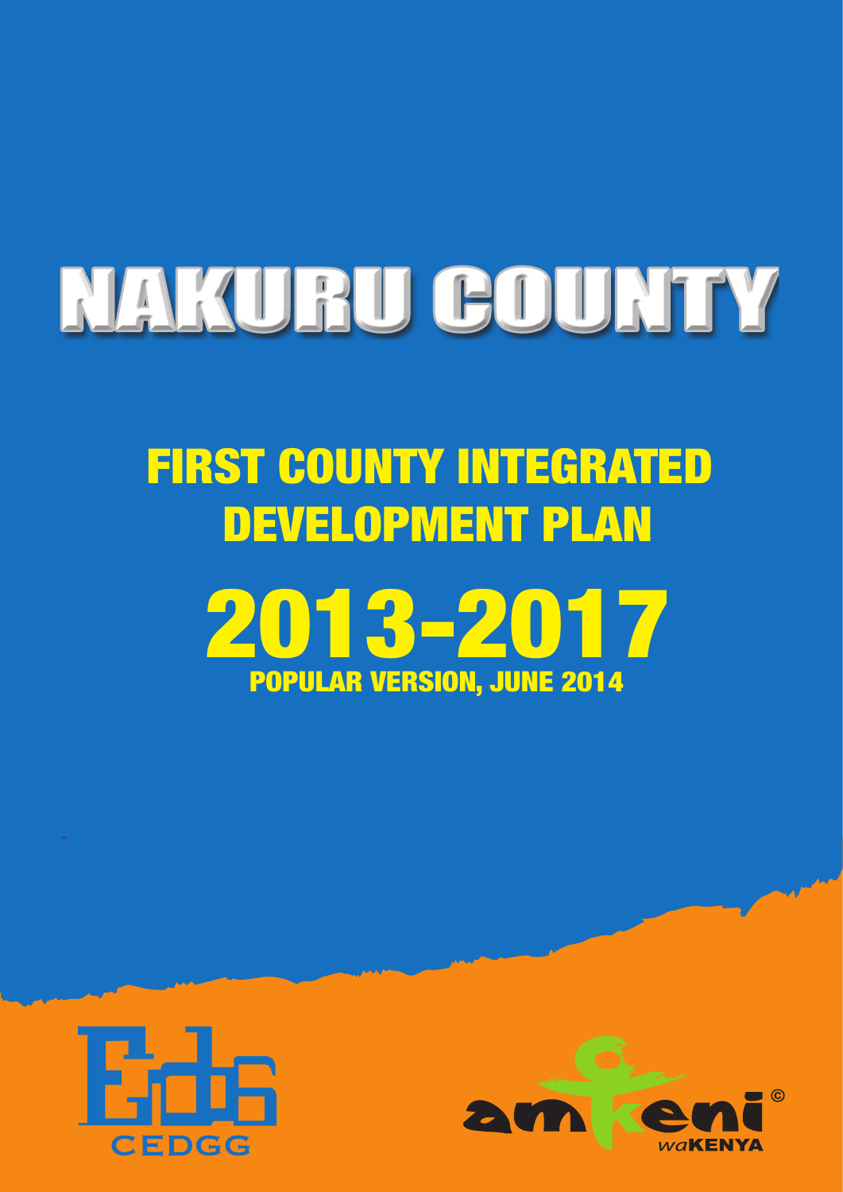# NAKURU COUNTY

## FIRST COUNTY INTEGRATED DEVELOPMENT PLAN

## 2013-2017

**POPULAR VERSION, JUNE 2014**

CEDGG

amkeni waKENYA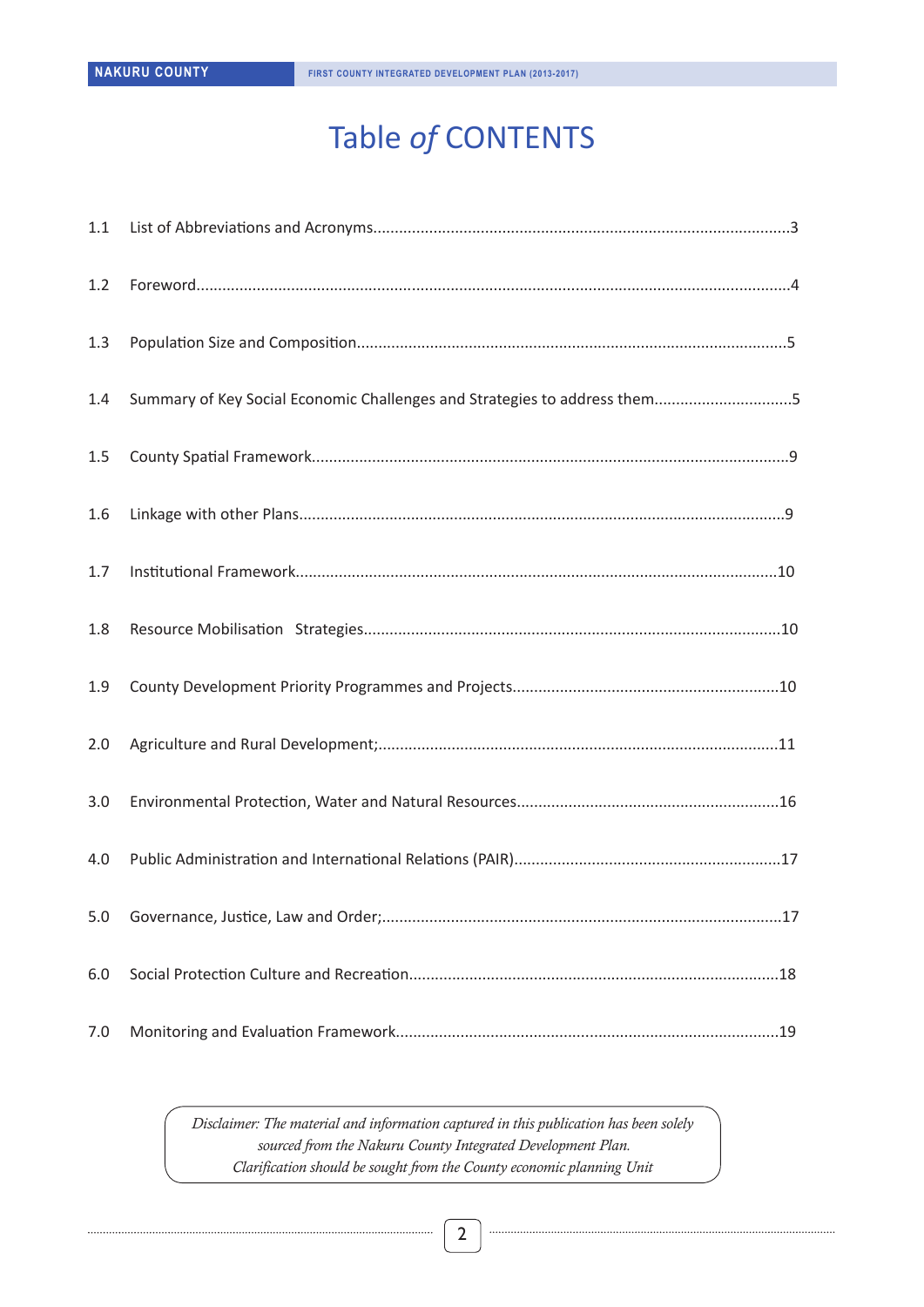# Table *of* CONTENTS

1.1 List of Abbreviations and Acronyms..........3

1.2 Foreword..........4

1.3 Population Size and Composition..........5

1.4 Summary of Key Social Economic Challenges and Strategies to address them..........5

1.5 County Spatial Framework..........9

1.6 Linkage with other Plans..........9

1.7 Institutional Framework..........10

1.8 Resource Mobilisation Strategies..........10

1.9 County Development Priority Programmes and Projects..........10

2.0 Agriculture and Rural Development;..........11

3.0 Environmental Protection, Water and Natural Resources..........16

4.0 Public Administration and International Relations (PAIR)..........17

5.0 Governance, Justice, Law and Order;..........17

6.0 Social Protection Culture and Recreation..........18

7.0 Monitoring and Evaluation Framework..........19

*Disclaimer: The material and information captured in this publication has been solely sourced from the Nakuru County Integrated Development Plan. Clarification should be sought from the County economic planning Unit*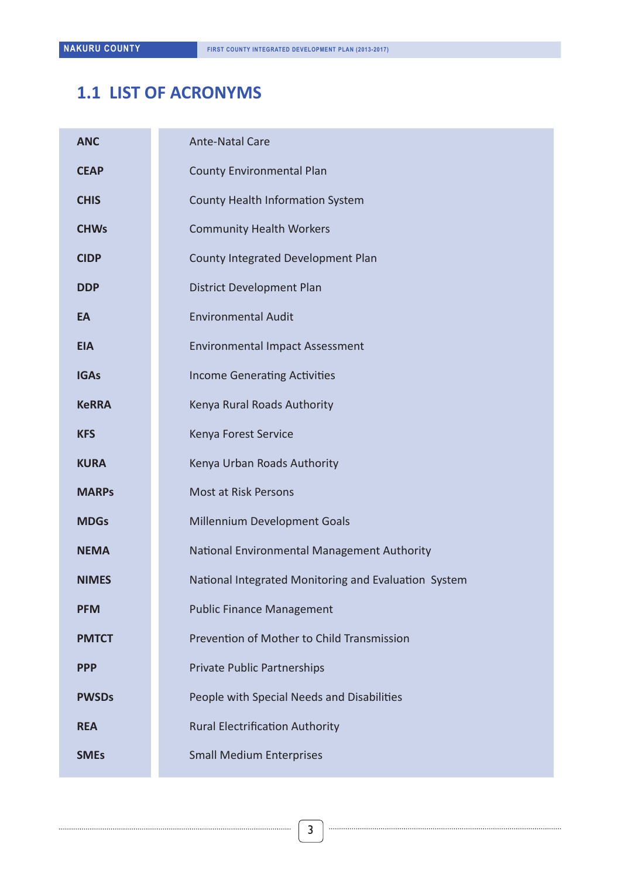## 1.1 LIST OF ACRONYMS

| | |
|---|---|
| **ANC** | Ante-Natal Care |
| **CEAP** | County Environmental Plan |
| **CHIS** | County Health Information System |
| **CHWs** | Community Health Workers |
| **CIDP** | County Integrated Development Plan |
| **DDP** | District Development Plan |
| **EA** | Environmental Audit |
| **EIA** | Environmental Impact Assessment |
| **IGAs** | Income Generating Activities |
| **KeRRA** | Kenya Rural Roads Authority |
| **KFS** | Kenya Forest Service |
| **KURA** | Kenya Urban Roads Authority |
| **MARPs** | Most at Risk Persons |
| **MDGs** | Millennium Development Goals |
| **NEMA** | National Environmental Management Authority |
| **NIMES** | National Integrated Monitoring and Evaluation System |
| **PFM** | Public Finance Management |
| **PMTCT** | Prevention of Mother to Child Transmission |
| **PPP** | Private Public Partnerships |
| **PWSDs** | People with Special Needs and Disabilities |
| **REA** | Rural Electrification Authority |
| **SMEs** | Small Medium Enterprises |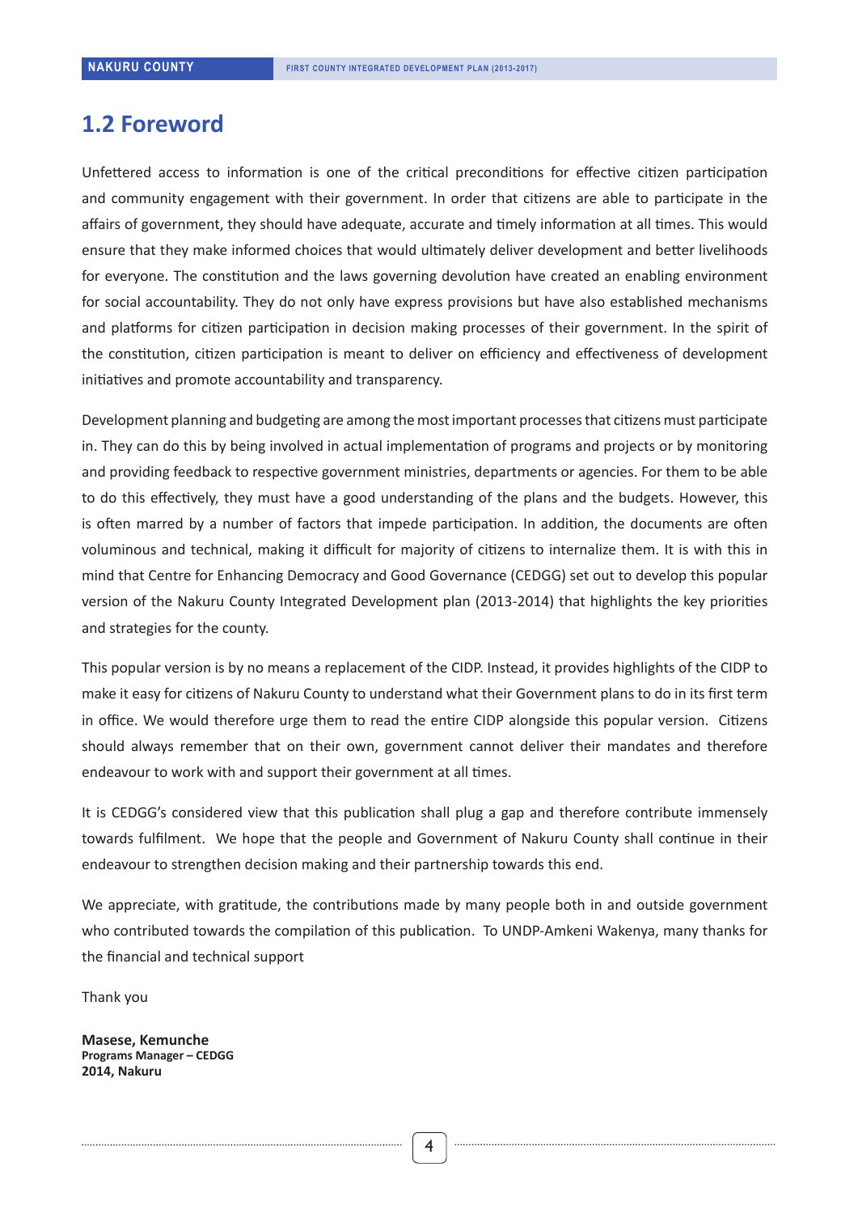## 1.2 Foreword

Unfettered access to information is one of the critical preconditions for effective citizen participation and community engagement with their government. In order that citizens are able to participate in the affairs of government, they should have adequate, accurate and timely information at all times. This would ensure that they make informed choices that would ultimately deliver development and better livelihoods for everyone. The constitution and the laws governing devolution have created an enabling environment for social accountability. They do not only have express provisions but have also established mechanisms and platforms for citizen participation in decision making processes of their government. In the spirit of the constitution, citizen participation is meant to deliver on efficiency and effectiveness of development initiatives and promote accountability and transparency.

Development planning and budgeting are among the most important processes that citizens must participate in. They can do this by being involved in actual implementation of programs and projects or by monitoring and providing feedback to respective government ministries, departments or agencies. For them to be able to do this effectively, they must have a good understanding of the plans and the budgets. However, this is often marred by a number of factors that impede participation. In addition, the documents are often voluminous and technical, making it difficult for majority of citizens to internalize them. It is with this in mind that Centre for Enhancing Democracy and Good Governance (CEDGG) set out to develop this popular version of the Nakuru County Integrated Development plan (2013-2014) that highlights the key priorities and strategies for the county.

This popular version is by no means a replacement of the CIDP. Instead, it provides highlights of the CIDP to make it easy for citizens of Nakuru County to understand what their Government plans to do in its first term in office. We would therefore urge them to read the entire CIDP alongside this popular version. Citizens should always remember that on their own, government cannot deliver their mandates and therefore endeavour to work with and support their government at all times.

It is CEDGG's considered view that this publication shall plug a gap and therefore contribute immensely towards fulfilment. We hope that the people and Government of Nakuru County shall continue in their endeavour to strengthen decision making and their partnership towards this end.

We appreciate, with gratitude, the contributions made by many people both in and outside government who contributed towards the compilation of this publication. To UNDP-Amkeni Wakenya, many thanks for the financial and technical support

Thank you

**Masese, Kemunche**
**Programs Manager – CEDGG**
**2014, Nakuru**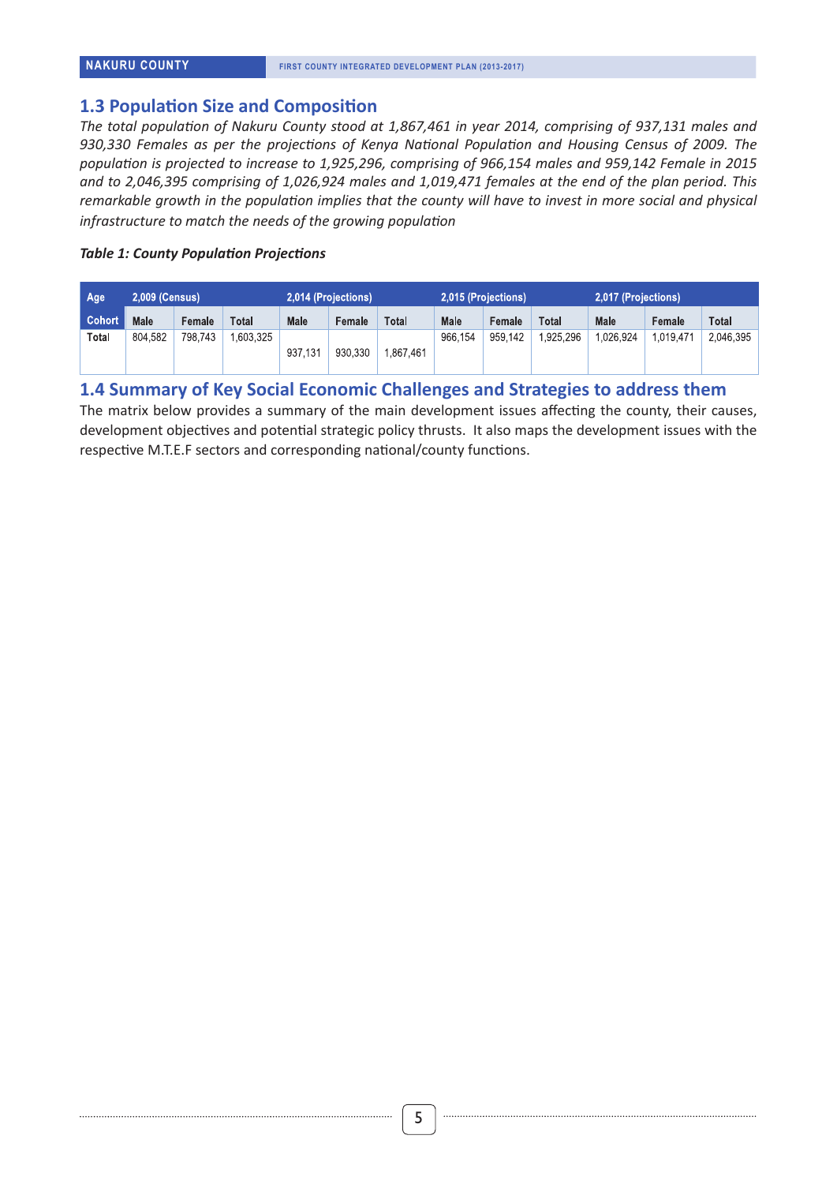## 1.3 Population Size and Composition

*The total population of Nakuru County stood at 1,867,461 in year 2014, comprising of 937,131 males and 930,330 Females as per the projections of Kenya National Population and Housing Census of 2009. The population is projected to increase to 1,925,296, comprising of 966,154 males and 959,142 Female in 2015 and to 2,046,395 comprising of 1,026,924 males and 1,019,471 females at the end of the plan period. This remarkable growth in the population implies that the county will have to invest in more social and physical infrastructure to match the needs of the growing population*

***Table 1: County Population Projections***

| Age | 2,009 (Census) | | | 2,014 (Projections) | | | 2,015 (Projections) | | | 2,017 (Projections) | | |
|---|---|---|---|---|---|---|---|---|---|---|---|---|
| Cohort | Male | Female | Total | Male | Female | Total | Male | Female | Total | Male | Female | Total |
| Total | 804,582 | 798,743 | 1,603,325 | 937,131 | 930,330 | 1,867,461 | 966,154 | 959,142 | 1,925,296 | 1,026,924 | 1,019,471 | 2,046,395 |

## 1.4 Summary of Key Social Economic Challenges and Strategies to address them

The matrix below provides a summary of the main development issues affecting the county, their causes, development objectives and potential strategic policy thrusts. It also maps the development issues with the respective M.T.E.F sectors and corresponding national/county functions.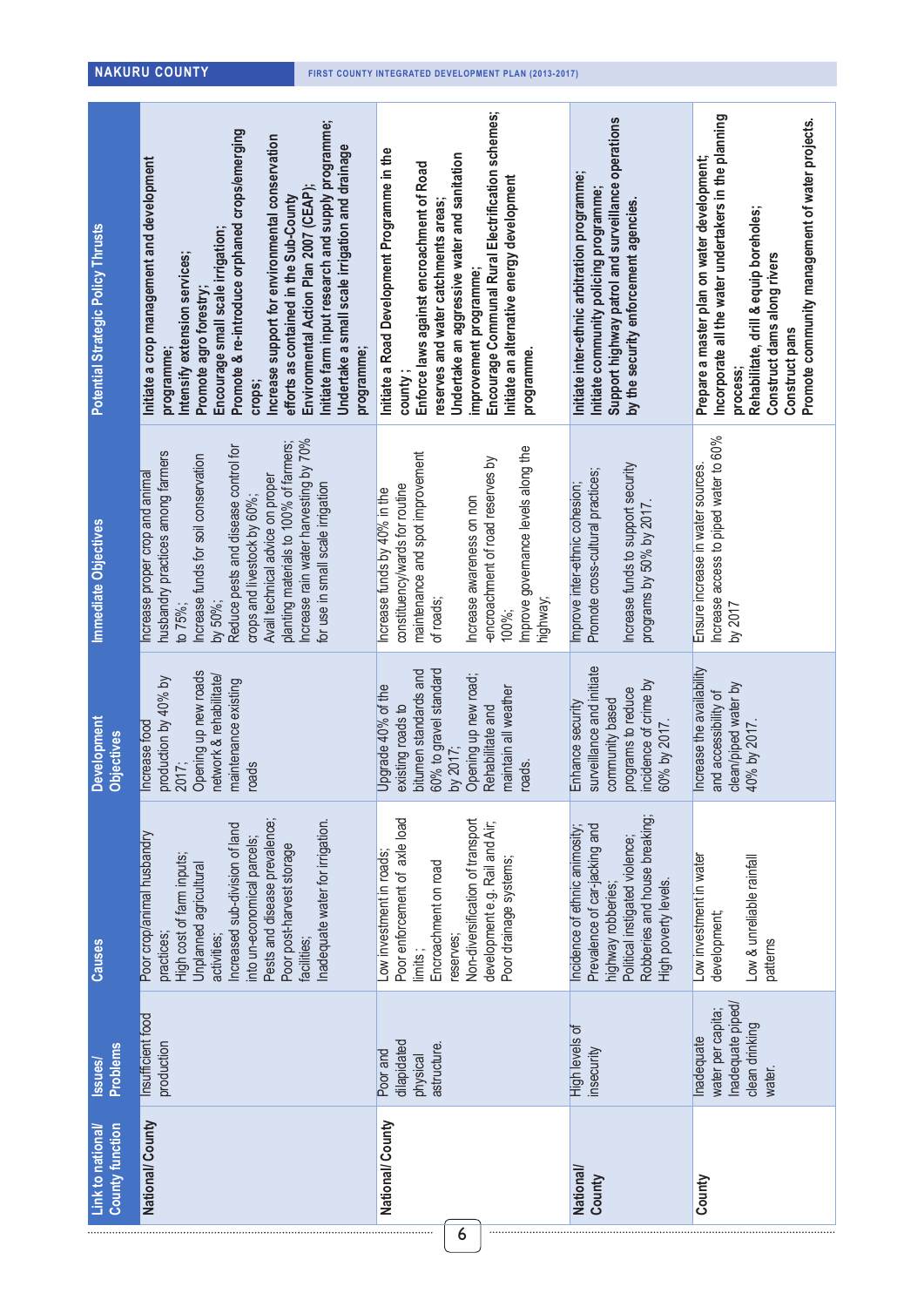| Link to national/ County function | Issues/ Problems | Causes | Development Objectives | Immediate Objectives | Potential Strategic Policy Thrusts |
|---|---|---|---|---|---|
| National/ County | Insufficient food production | Poor crop/animal husbandry practices; High cost of farm inputs; Unplanned agricultural activities; Increased sub-division of land into un-economical parcels; Pests and disease prevalence; Poor post-harvest storage facilities; Inadequate water for irrigation. | Increase food production by 40% by 2017; Opening up new roads network & rehabilitate/ maintenance existing roads | Increase proper crop and animal husbandry practices among farmers to 75%; Increase funds for soil conservation by 50%; Reduce pests and disease control for crops and livestock by 60%; Avail technical advice on proper planting materials to 100% of farmers; Increase rain water harvesting by 70% for use in small scale irrigation | Initiate a crop management and development programme; Intensify extension services; Promote agro forestry; Encourage small scale irrigation; Promote & re-introduce orphaned crops/emerging crops; Increase support for environmental conservation efforts as contained in the Sub-County Environmental Action Plan 2007 (CEAP); Initiate farm input research and supply programme; Undertake a small scale irrigation and drainage programme; |
| National/ County | Poor and dilapidated physical astructure. | Low investment in roads; Poor enforcement of axle load limits ; Encroachment on road reserves; Non-diversification of transport development e.g. Rail and Air; Poor drainage systems; | Upgrade 40% of the existing roads to bitumen standards and 60% to gravel standard by 2017; Opening up new road; Rehabilitate and maintain all weather roads. | Increase funds by 40% in the constituency/wards for routine maintenance and spot improvement of roads; Increase awareness on non -encroachment of road reserves by 100%; Improve governance levels along the highway; | Initiate a Road Development Programme in the county ; Enforce laws against encroachment of Road reserves and water catchments areas; Undertake an aggressive water and sanitation improvement programme; Encourage Communal Rural Electrification schemes; Initiate an alternative energy development programme. |
| National/ County | High levels of insecurity | Incidence of ethnic animosity; Prevalence of car-jacking and highway robberies; Political instigated violence; Robberies and house breaking; High poverty levels. | Enhance security surveillance and initiate community based programs to reduce incidence of crime by 60% by 2017. | Improve inter-ethnic cohesion; Promote cross-cultural practices; Increase funds to support security programs by 50% by 2017. | Initiate inter-ethnic arbitration programme; Initiate community policing programme; Support highway patrol and surveillance operations by the security enforcement agencies. |
| County | Inadequate water per capita; Inadequate piped/ clean drinking water. | Low investment in water development; Low & unreliable rainfall patterns | Increase the availability and accessibility of clean/piped water by 40% by 2017. | Ensure increase in water sources. Increase access to piped water to 60% by 2017 | Prepare a master plan on water development; Incorporate all the water undertakers in the planning process; Rehabilitate, drill & equip boreholes; Construct dams along rivers Construct pans Promote community management of water projects. |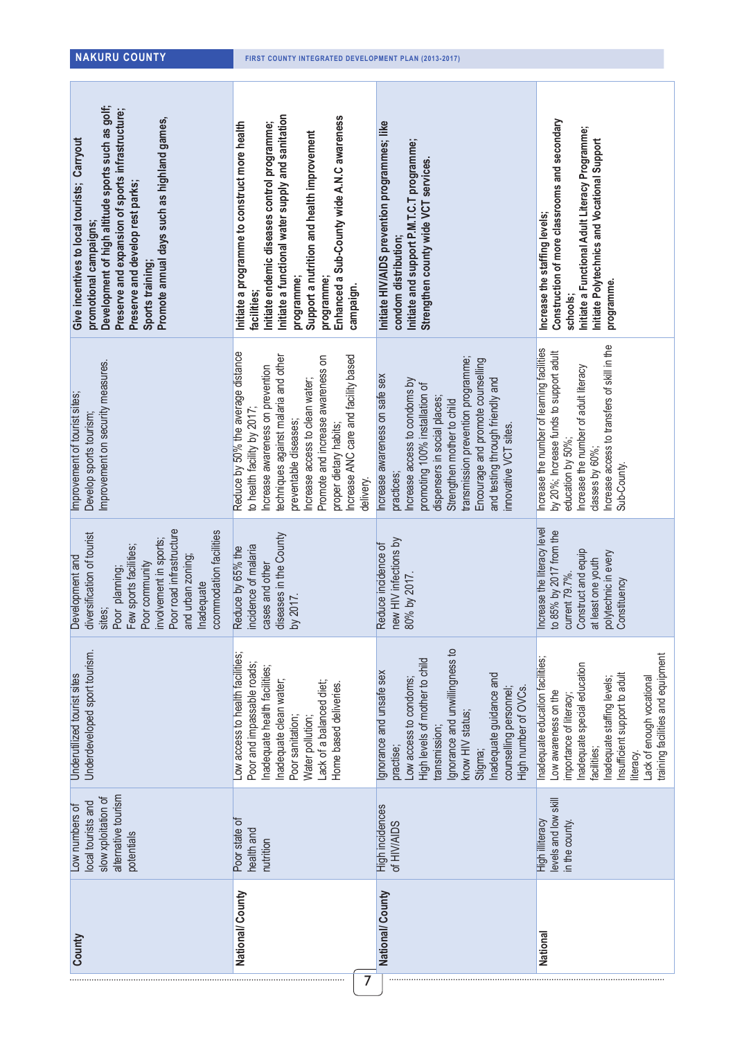| | | | | | |
|---|---|---|---|---|---|
| County | Low numbers of local tourists and slow xploitation of alternative tourism potentials | Underutilized tourist sites<br>Underdeveloped sport tourism. | Development and diversification of tourist sites;<br>Poor planning;<br>Few sports facilities;<br>Poor community involvement in sports;<br>Poor road infrastructure and urban zoning;<br>Inadequate ccommodation facilities | Improvement of tourist sites;<br>Develop sports tourism;<br>Improvement on security measures. | Give incentives to local tourists; Carryout promotional campaigns;<br>Development of high altitude sports such as golf;<br>Preserve and expansion of sports infrastructure;<br>Preserve and develop rest parks;<br>Sports training;<br>Promote annual days such as highland games, |
| National/ County | Poor state of health and nutrition | Low access to health facilities;<br>Poor and impassable roads;<br>Inadequate health facilities;<br>Inadequate clean water;<br>Poor sanitation;<br>Water pollution;<br>Lack of a balanced diet;<br>Home based deliveries. | Reduce by 65% the incidence of malaria cases and other diseases in the County by 2017. | Reduce by 50% the average distance to health facility by 2017;<br>Increase awareness on prevention techniques against malaria and other preventable diseases;<br>Increase access to clean water;<br>Promote and increase awareness on proper dietary habits;<br>Increase ANC care and facility based delivery. | Initiate a programme to construct more health facilities;<br>Initiate endemic diseases control programme;<br>Initiate a functional water supply and sanitation programme;<br>Support a nutrition and health improvement programme;<br>Enhanced a Sub-County wide A.N.C awareness campaign. |
| National/ County | High incidences of HIV/AIDS | Ignorance and unsafe sex practise;<br>Low access to condoms;<br>High levels of mother to child transmission;<br>Ignorance and unwillingness to know HIV status;<br>Stigma;<br>Inadequate guidance and counselling personnel;<br>High number of OVCs. | Reduce incidence of new HIV infections by 80% by 2017. | Increase awareness on safe sex practices;<br>Increase access to condoms by promoting 100% installation of dispensers in social places;<br>Strengthen mother to child transmission prevention programme;<br>Encourage and promote counselling and testing through friendly and innovative VCT sites. | Initiate HIV/AIDS prevention programmes; like condom distribution;<br>Initiate and support P.M.T.C.T programme;<br>Strengthen county wide VCT services. |
| National | High illiteracy levels and low skill in the county. | Inadequate education facilities;<br>Low awareness on the importance of literacy;<br>Inadequate special education facilities;<br>Inadequate staffing levels;<br>Insufficient support to adult literacy.<br>Lack of enough vocational training facilities and equipment | Increase the literacy level to 85% by 2017 from the current 79.7%.<br>Construct and equip at least one youth polytechnic in every Constituency | Increase the number of learning facilities by 20%; Increase funds to support adult education by 50%;<br>Increase the number of adult literacy classes by 60%;<br>Increase access to transfers of skill in the Sub-County. | Increase the staffing levels;<br>Construction of more classrooms and secondary schools;<br>Initiate a Functional Adult Literacy Programme;<br>Initiate Polytechnics and Vocational Support programme. |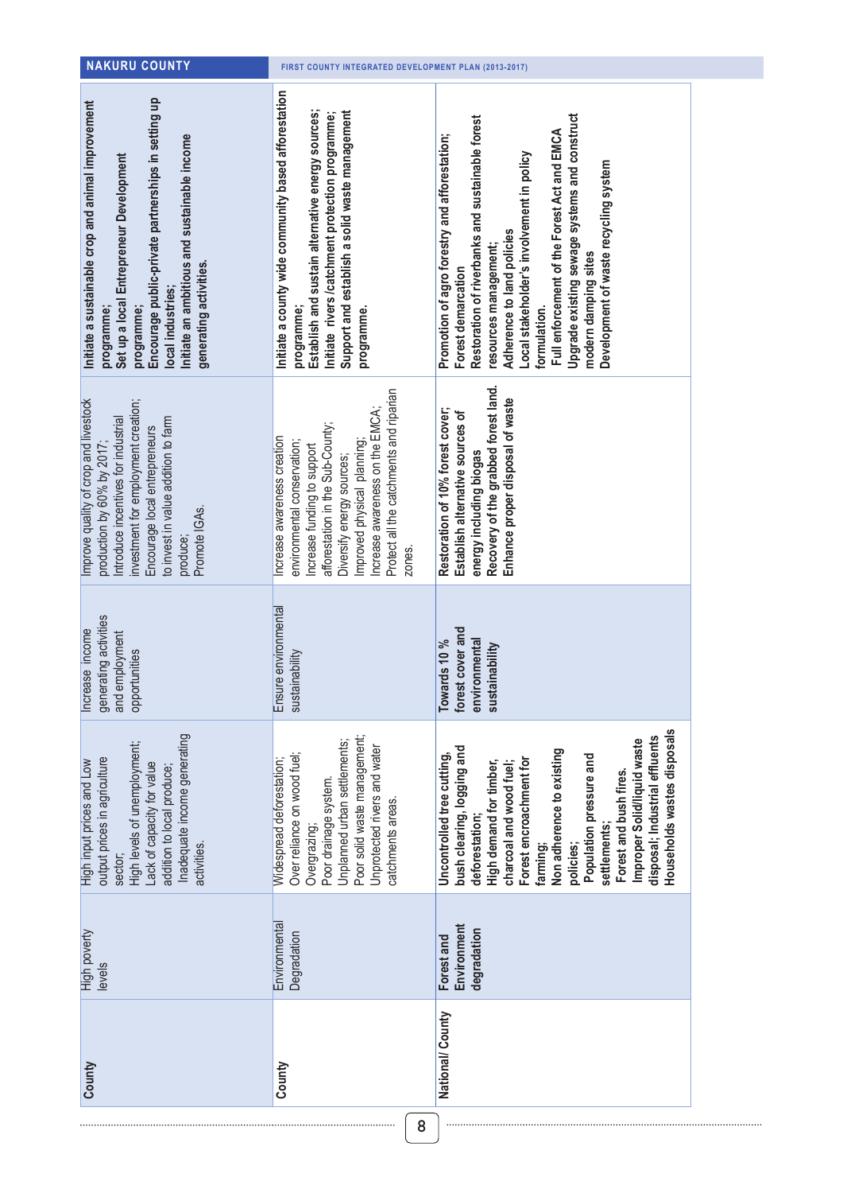| County | High poverty levels | High input prices and Low output prices in agriculture sector; High levels of unemployment; Lack of capacity for value addition to local produce; Inadequate income generating activities. | Increase income generating activities and employment opportunities | Improve quality of crop and livestock production by 60% by 2017; Introduce incentives for industrial investment for employment creation; Encourage local entrepreneurs to invest in value addition to farm produce; Promote IGAs. | Initiate a sustainable crop and animal improvement programme; Set up a local Entrepreneur Development programme; Encourage public-private partnerships in setting up local industries; Initiate an ambitious and sustainable income generating activities. |
|---|---|---|---|---|---|
| County | Environmental Degradation | Widespread deforestation; Over reliance on wood fuel; Overgrazing; Poor drainage system. Unplanned urban settlements; Poor solid waste management; Unprotected rivers and water catchments areas. | Ensure environmental sustainability | Increase awareness creation environmental conservation; Increase funding to support afforestation in the Sub-County; Diversify energy sources; Improved physical planning; Increase awareness on the EMCA; Protect all the catchments and riparian zones. | Initiate a county wide community based afforestation programme; Establish and sustain alternative energy sources; Initiate rivers /catchment protection programme; Support and establish a solid waste management programme. |
| National/ County | **Forest and Environment degradation** | **Uncontrolled tree cutting, bush clearing, logging and deforestation; High demand for timber, charcoal and wood fuel; Forest encroachment for farming; Non adherence to existing policies; Population pressure and settlements; Forest and bush fires. Improper Solid/liquid waste disposal; Industrial effluents Households wastes disposals** | **Towards 10 % forest cover and environmental sustainability** | **Restoration of 10% forest cover; Establish alternative sources of energy including biogas Recovery of the grabbed forest land. Enhance proper disposal of waste** | Promotion of agro forestry and afforestation; Forest demarcation Restoration of riverbanks and sustainable forest resources management; Adherence to land policies Local stakeholder's involvement in policy formulation. Full enforcement of the Forest Act and EMCA Upgrade existing sewage systems and construct modern damping sites Development of waste recycling system |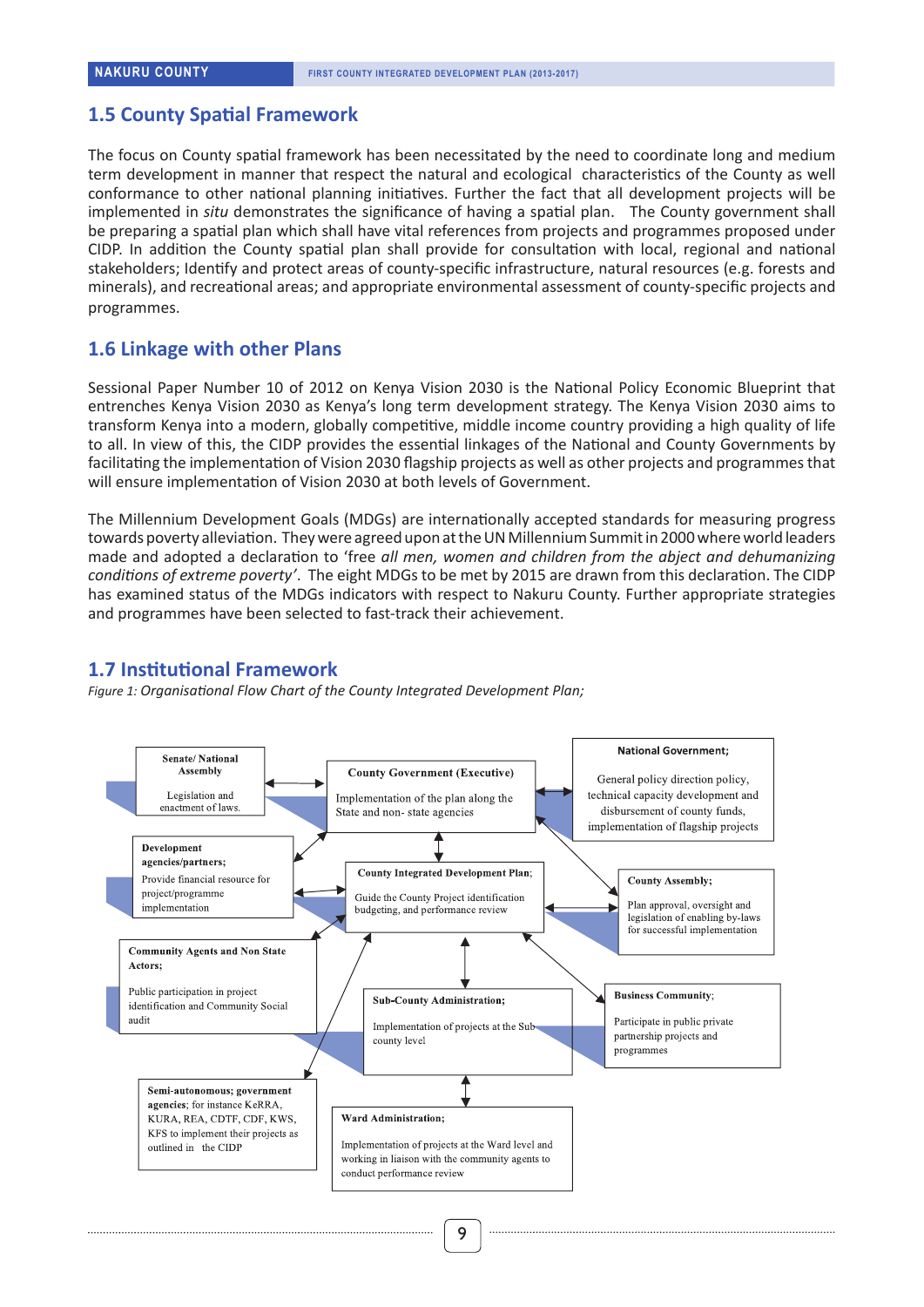## 1.5 County Spatial Framework

The focus on County spatial framework has been necessitated by the need to coordinate long and medium term development in manner that respect the natural and ecological characteristics of the County as well conformance to other national planning initiatives. Further the fact that all development projects will be implemented in *situ* demonstrates the significance of having a spatial plan. The County government shall be preparing a spatial plan which shall have vital references from projects and programmes proposed under CIDP. In addition the County spatial plan shall provide for consultation with local, regional and national stakeholders; Identify and protect areas of county-specific infrastructure, natural resources (e.g. forests and minerals), and recreational areas; and appropriate environmental assessment of county-specific projects and programmes.

## 1.6 Linkage with other Plans

Sessional Paper Number 10 of 2012 on Kenya Vision 2030 is the National Policy Economic Blueprint that entrenches Kenya Vision 2030 as Kenya's long term development strategy. The Kenya Vision 2030 aims to transform Kenya into a modern, globally competitive, middle income country providing a high quality of life to all. In view of this, the CIDP provides the essential linkages of the National and County Governments by facilitating the implementation of Vision 2030 flagship projects as well as other projects and programmes that will ensure implementation of Vision 2030 at both levels of Government.

The Millennium Development Goals (MDGs) are internationally accepted standards for measuring progress towards poverty alleviation. They were agreed upon at the UN Millennium Summit in 2000 where world leaders made and adopted a declaration to 'free *all men, women and children from the abject and dehumanizing conditions of extreme poverty'*. The eight MDGs to be met by 2015 are drawn from this declaration. The CIDP has examined status of the MDGs indicators with respect to Nakuru County. Further appropriate strategies and programmes have been selected to fast-track their achievement.

## 1.7 Institutional Framework

*Figure 1: Organisational Flow Chart of the County Integrated Development Plan;*

**Senate/ National Assembly**
Legislation and enactment of laws.

**County Government (Executive)**
Implementation of the plan along the State and non- state agencies

**National Government;**
General policy direction policy, technical capacity development and disbursement of county funds, implementation of flagship projects

**Development agencies/partners;**
Provide financial resource for project/programme implementation

**County Integrated Development Plan;**
Guide the County Project identification budgeting, and performance review

**County Assembly;**
Plan approval, oversight and legislation of enabling by-laws for successful implementation

**Community Agents and Non State Actors;**
Public participation in project identification and Community Social audit

**Sub-County Administration;**
Implementation of projects at the Sub county level

**Business Community;**
Participate in public private partnership projects and programmes

**Semi-autonomous; government agencies**; for instance KeRRA, KURA, REA, CDTF, CDF, KWS, KFS to implement their projects as outlined in the CIDP

**Ward Administration;**
Implementation of projects at the Ward level and working in liaison with the community agents to conduct performance review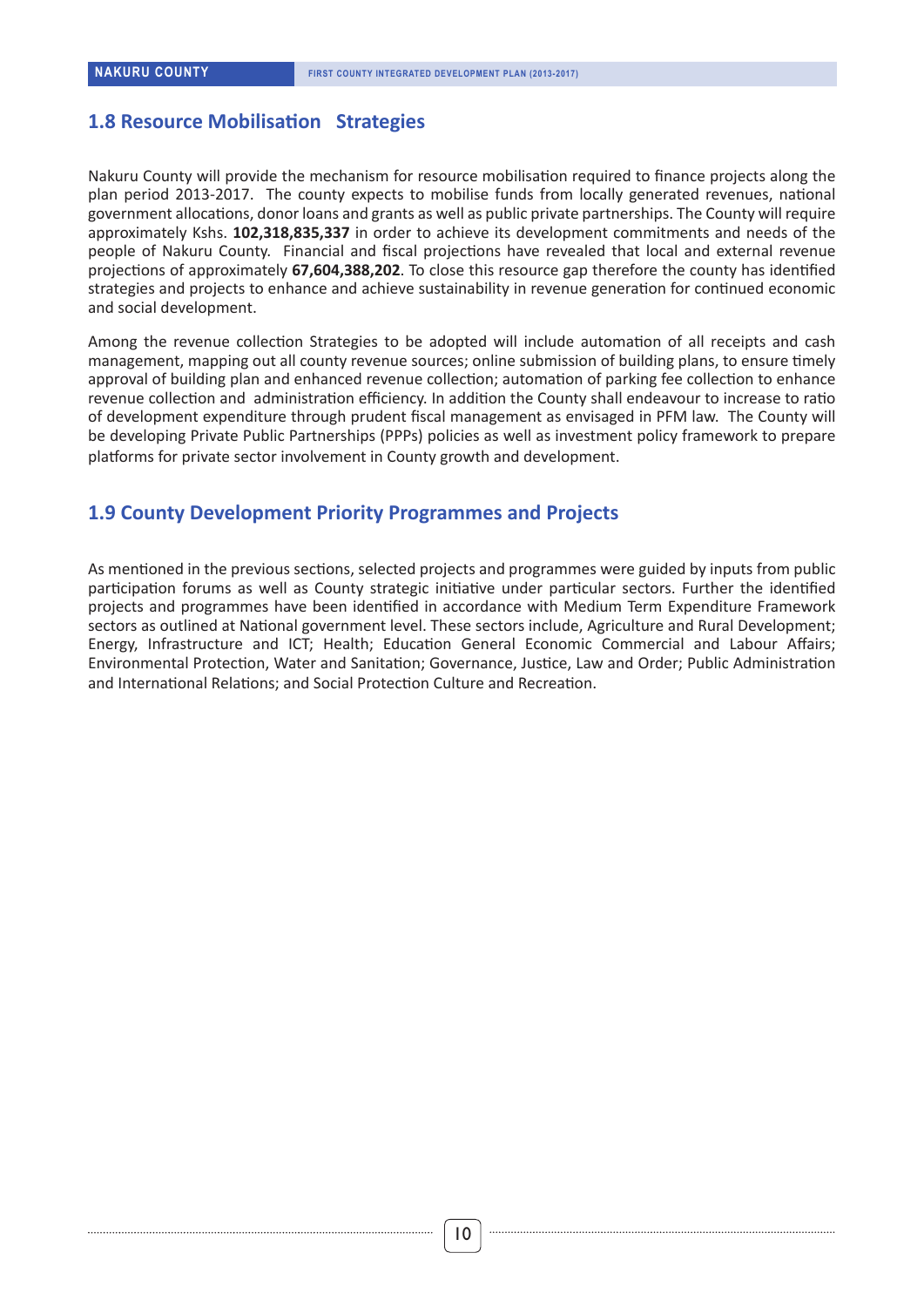## 1.8 Resource Mobilisation Strategies

Nakuru County will provide the mechanism for resource mobilisation required to finance projects along the plan period 2013-2017. The county expects to mobilise funds from locally generated revenues, national government allocations, donor loans and grants as well as public private partnerships. The County will require approximately Kshs. **102,318,835,337** in order to achieve its development commitments and needs of the people of Nakuru County. Financial and fiscal projections have revealed that local and external revenue projections of approximately **67,604,388,202**. To close this resource gap therefore the county has identified strategies and projects to enhance and achieve sustainability in revenue generation for continued economic and social development.

Among the revenue collection Strategies to be adopted will include automation of all receipts and cash management, mapping out all county revenue sources; online submission of building plans, to ensure timely approval of building plan and enhanced revenue collection; automation of parking fee collection to enhance revenue collection and administration efficiency. In addition the County shall endeavour to increase to ratio of development expenditure through prudent fiscal management as envisaged in PFM law. The County will be developing Private Public Partnerships (PPPs) policies as well as investment policy framework to prepare platforms for private sector involvement in County growth and development.

## 1.9 County Development Priority Programmes and Projects

As mentioned in the previous sections, selected projects and programmes were guided by inputs from public participation forums as well as County strategic initiative under particular sectors. Further the identified projects and programmes have been identified in accordance with Medium Term Expenditure Framework sectors as outlined at National government level. These sectors include, Agriculture and Rural Development; Energy, Infrastructure and ICT; Health; Education General Economic Commercial and Labour Affairs; Environmental Protection, Water and Sanitation; Governance, Justice, Law and Order; Public Administration and International Relations; and Social Protection Culture and Recreation.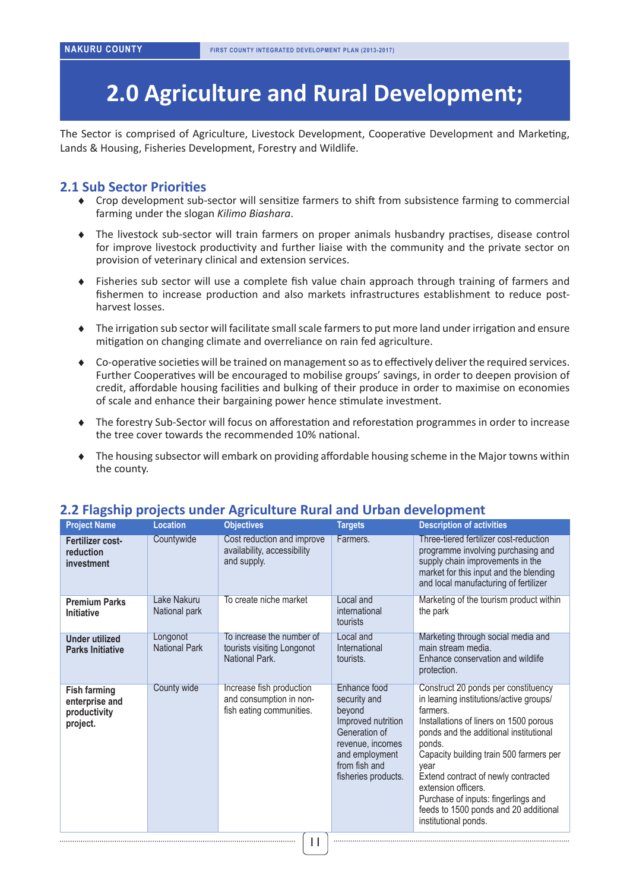# 2.0 Agriculture and Rural Development;

The Sector is comprised of Agriculture, Livestock Development, Cooperative Development and Marketing, Lands & Housing, Fisheries Development, Forestry and Wildlife.

## 2.1 Sub Sector Priorities

- Crop development sub-sector will sensitize farmers to shift from subsistence farming to commercial farming under the slogan *Kilimo Biashara*.
- The livestock sub-sector will train farmers on proper animals husbandry practises, disease control for improve livestock productivity and further liaise with the community and the private sector on provision of veterinary clinical and extension services.
- Fisheries sub sector will use a complete fish value chain approach through training of farmers and fishermen to increase production and also markets infrastructures establishment to reduce post-harvest losses.
- The irrigation sub sector will facilitate small scale farmers to put more land under irrigation and ensure mitigation on changing climate and overreliance on rain fed agriculture.
- Co-operative societies will be trained on management so as to effectively deliver the required services. Further Cooperatives will be encouraged to mobilise groups' savings, in order to deepen provision of credit, affordable housing facilities and bulking of their produce in order to maximise on economies of scale and enhance their bargaining power hence stimulate investment.
- The forestry Sub-Sector will focus on afforestation and reforestation programmes in order to increase the tree cover towards the recommended 10% national.
- The housing subsector will embark on providing affordable housing scheme in the Major towns within the county.

## 2.2 Flagship projects under Agriculture Rural and Urban development

| Project Name | Location | Objectives | Targets | Description of activities |
|---|---|---|---|---|
| **Fertilizer cost-reduction investment** | Countywide | Cost reduction and improve availability, accessibility and supply. | Farmers. | Three-tiered fertilizer cost-reduction programme involving purchasing and supply chain improvements in the market for this input and the blending and local manufacturing of fertilizer |
| **Premium Parks Initiative** | Lake Nakuru National park | To create niche market | Local and international tourists | Marketing of the tourism product within the park |
| **Under utilized Parks Initiative** | Longonot National Park | To increase the number of tourists visiting Longonot National Park. | Local and International tourists. | Marketing through social media and main stream media.<br>Enhance conservation and wildlife protection. |
| **Fish farming enterprise and productivity project.** | County wide | Increase fish production and consumption in non-fish eating communities. | Enhance food security and beyond<br>Improved nutrition<br>Generation of revenue, incomes and employment from fish and fisheries products. | Construct 20 ponds per constituency in learning institutions/active groups/ farmers.<br>Installations of liners on 1500 porous ponds and the additional institutional ponds.<br>Capacity building train 500 farmers per year<br>Extend contract of newly contracted extension officers.<br>Purchase of inputs: fingerlings and feeds to 1500 ponds and 20 additional institutional ponds. |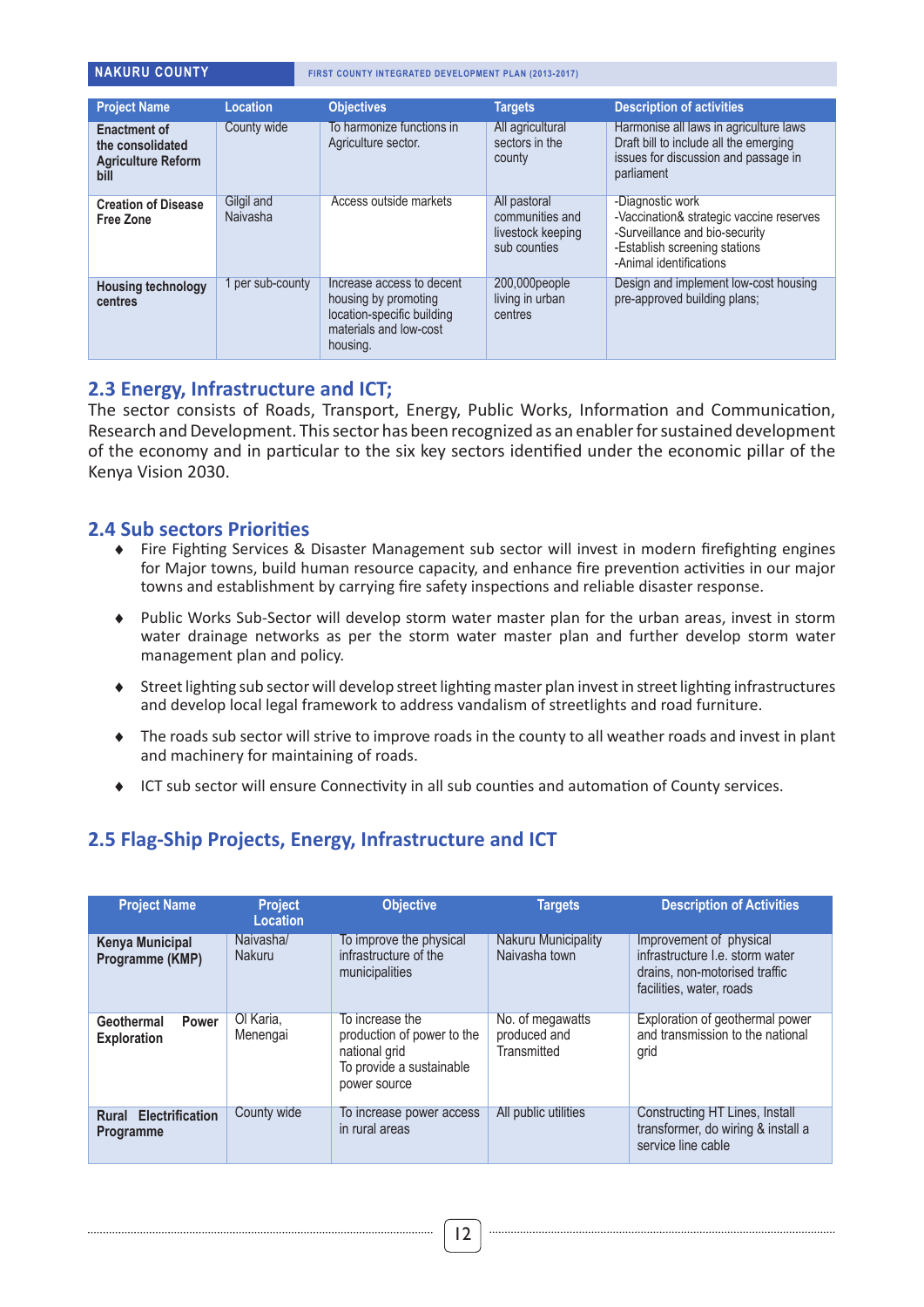| Project Name | Location | Objectives | Targets | Description of activities |
|---|---|---|---|---|
| **Enactment of the consolidated Agriculture Reform bill** | County wide | To harmonize functions in Agriculture sector. | All agricultural sectors in the county | Harmonise all laws in agriculture laws Draft bill to include all the emerging issues for discussion and passage in parliament |
| **Creation of Disease Free Zone** | Gilgil and Naivasha | Access outside markets | All pastoral communities and livestock keeping sub counties | -Diagnostic work<br>-Vaccination& strategic vaccine reserves<br>-Surveillance and bio-security<br>-Establish screening stations<br>-Animal identifications |
| **Housing technology centres** | 1 per sub-county | Increase access to decent housing by promoting location-specific building materials and low-cost housing. | 200,000people living in urban centres | Design and implement low-cost housing pre-approved building plans; |

## 2.3 Energy, Infrastructure and ICT;

The sector consists of Roads, Transport, Energy, Public Works, Information and Communication, Research and Development. This sector has been recognized as an enabler for sustained development of the economy and in particular to the six key sectors identified under the economic pillar of the Kenya Vision 2030.

## 2.4 Sub sectors Priorities

- Fire Fighting Services & Disaster Management sub sector will invest in modern firefighting engines for Major towns, build human resource capacity, and enhance fire prevention activities in our major towns and establishment by carrying fire safety inspections and reliable disaster response.
- Public Works Sub-Sector will develop storm water master plan for the urban areas, invest in storm water drainage networks as per the storm water master plan and further develop storm water management plan and policy.
- Street lighting sub sector will develop street lighting master plan invest in street lighting infrastructures and develop local legal framework to address vandalism of streetlights and road furniture.
- The roads sub sector will strive to improve roads in the county to all weather roads and invest in plant and machinery for maintaining of roads.
- ICT sub sector will ensure Connectivity in all sub counties and automation of County services.

## 2.5 Flag-Ship Projects, Energy, Infrastructure and ICT

| Project Name | Project Location | Objective | Targets | Description of Activities |
|---|---|---|---|---|
| **Kenya Municipal Programme (KMP)** | Naivasha/ Nakuru | To improve the physical infrastructure of the municipalities | Nakuru Municipality Naivasha town | Improvement of physical infrastructure I.e. storm water drains, non-motorised traffic facilities, water, roads |
| **Geothermal Power Exploration** | Ol Karia, Menengai | To increase the production of power to the national grid<br>To provide a sustainable power source | No. of megawatts produced and Transmitted | Exploration of geothermal power and transmission to the national grid |
| **Rural Electrification Programme** | County wide | To increase power access in rural areas | All public utilities | Constructing HT Lines, Install transformer, do wiring & install a service line cable |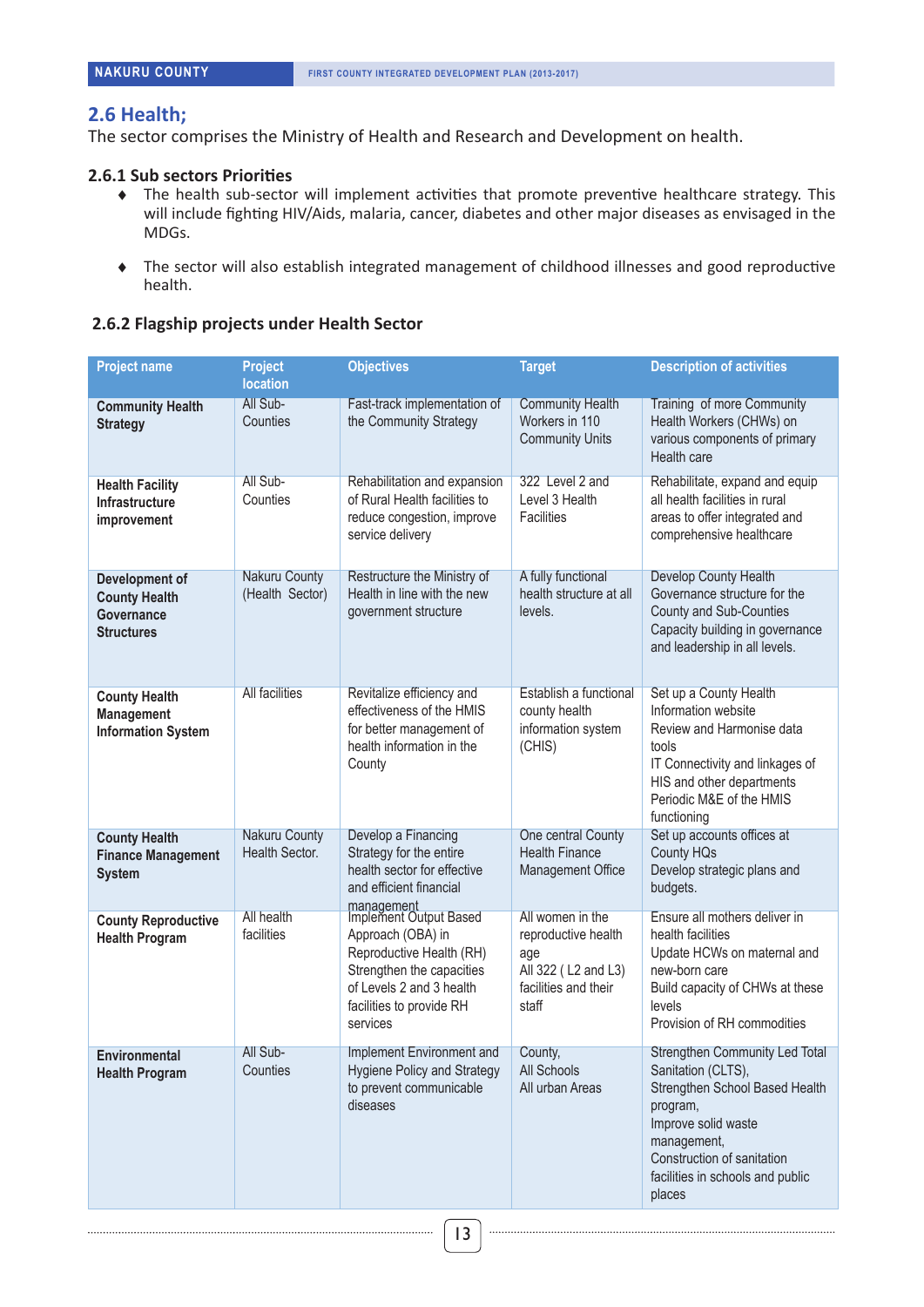## 2.6 Health;

The sector comprises the Ministry of Health and Research and Development on health.

### 2.6.1 Sub sectors Priorities

- The health sub-sector will implement activities that promote preventive healthcare strategy. This will include fighting HIV/Aids, malaria, cancer, diabetes and other major diseases as envisaged in the MDGs.
- The sector will also establish integrated management of childhood illnesses and good reproductive health.

### 2.6.2 Flagship projects under Health Sector

| Project name | Project location | Objectives | Target | Description of activities |
|---|---|---|---|---|
| **Community Health Strategy** | All Sub-Counties | Fast-track implementation of the Community Strategy | Community Health Workers in 110 Community Units | Training of more Community Health Workers (CHWs) on various components of primary Health care |
| **Health Facility Infrastructure improvement** | All Sub-Counties | Rehabilitation and expansion of Rural Health facilities to reduce congestion, improve service delivery | 322 Level 2 and Level 3 Health Facilities | Rehabilitate, expand and equip all health facilities in rural areas to offer integrated and comprehensive healthcare |
| **Development of County Health Governance Structures** | Nakuru County (Health Sector) | Restructure the Ministry of Health in line with the new government structure | A fully functional health structure at all levels. | Develop County Health Governance structure for the County and Sub-Counties<br>Capacity building in governance and leadership in all levels. |
| **County Health Management Information System** | All facilities | Revitalize efficiency and effectiveness of the HMIS for better management of health information in the County | Establish a functional county health information system (CHIS) | Set up a County Health Information website<br>Review and Harmonise data tools<br>IT Connectivity and linkages of HIS and other departments<br>Periodic M&E of the HMIS functioning |
| **County Health Finance Management System** | Nakuru County Health Sector. | Develop a Financing Strategy for the entire health sector for effective and efficient financial management | One central County Health Finance Management Office | Set up accounts offices at County HQs<br>Develop strategic plans and budgets. |
| **County Reproductive Health Program** | All health facilities | Implement Output Based Approach (OBA) in Reproductive Health (RH)<br>Strengthen the capacities of Levels 2 and 3 health facilities to provide RH services | All women in the reproductive health age<br>All 322 ( L2 and L3) facilities and their staff | Ensure all mothers deliver in health facilities<br>Update HCWs on maternal and new-born care<br>Build capacity of CHWs at these levels<br>Provision of RH commodities |
| **Environmental Health Program** | All Sub-Counties | Implement Environment and Hygiene Policy and Strategy to prevent communicable diseases | County,<br>All Schools<br>All urban Areas | Strengthen Community Led Total Sanitation (CLTS),<br>Strengthen School Based Health program,<br>Improve solid waste management,<br>Construction of sanitation facilities in schools and public places |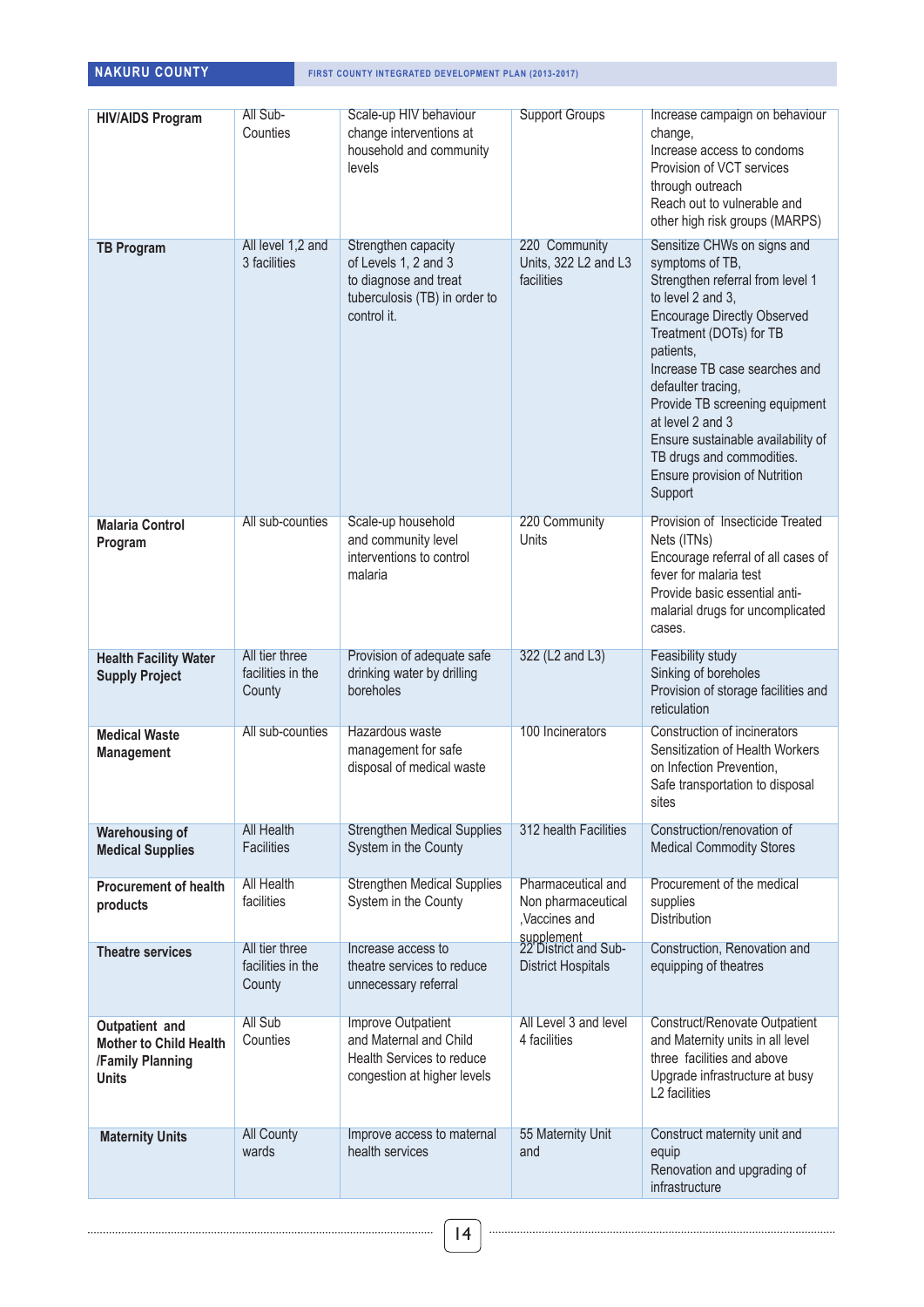| | | | | |
|---|---|---|---|---|
| **HIV/AIDS Program** | All Sub-Counties | Scale-up HIV behaviour change interventions at household and community levels | Support Groups | Increase campaign on behaviour change,<br>Increase access to condoms<br>Provision of VCT services through outreach<br>Reach out to vulnerable and other high risk groups (MARPS) |
| **TB Program** | All level 1,2 and 3 facilities | Strengthen capacity of Levels 1, 2 and 3 to diagnose and treat tuberculosis (TB) in order to control it. | 220 Community Units, 322 L2 and L3 facilities | Sensitize CHWs on signs and symptoms of TB,<br>Strengthen referral from level 1 to level 2 and 3,<br>Encourage Directly Observed Treatment (DOTs) for TB patients,<br>Increase TB case searches and defaulter tracing,<br>Provide TB screening equipment at level 2 and 3<br>Ensure sustainable availability of TB drugs and commodities.<br>Ensure provision of Nutrition Support |
| **Malaria Control Program** | All sub-counties | Scale-up household and community level interventions to control malaria | 220 Community Units | Provision of Insecticide Treated Nets (ITNs)<br>Encourage referral of all cases of fever for malaria test<br>Provide basic essential anti-malarial drugs for uncomplicated cases. |
| **Health Facility Water Supply Project** | All tier three facilities in the County | Provision of adequate safe drinking water by drilling boreholes | 322 (L2 and L3) | Feasibility study<br>Sinking of boreholes<br>Provision of storage facilities and reticulation |
| **Medical Waste Management** | All sub-counties | Hazardous waste management for safe disposal of medical waste | 100 Incinerators | Construction of incinerators<br>Sensitization of Health Workers on Infection Prevention,<br>Safe transportation to disposal sites |
| **Warehousing of Medical Supplies** | All Health Facilities | Strengthen Medical Supplies System in the County | 312 health Facilities | Construction/renovation of Medical Commodity Stores |
| **Procurement of health products** | All Health facilities | Strengthen Medical Supplies System in the County | Pharmaceutical and Non pharmaceutical ,Vaccines and supplement | Procurement of the medical supplies<br>Distribution |
| **Theatre services** | All tier three facilities in the County | Increase access to theatre services to reduce unnecessary referral | 22 District and Sub-District Hospitals | Construction, Renovation and equipping of theatres |
| **Outpatient and Mother to Child Health /Family Planning Units** | All Sub Counties | Improve Outpatient and Maternal and Child Health Services to reduce congestion at higher levels | All Level 3 and level 4 facilities | Construct/Renovate Outpatient and Maternity units in all level three facilities and above<br>Upgrade infrastructure at busy L2 facilities |
| **Maternity Units** | All County wards | Improve access to maternal health services | 55 Maternity Unit and | Construct maternity unit and equip<br>Renovation and upgrading of infrastructure |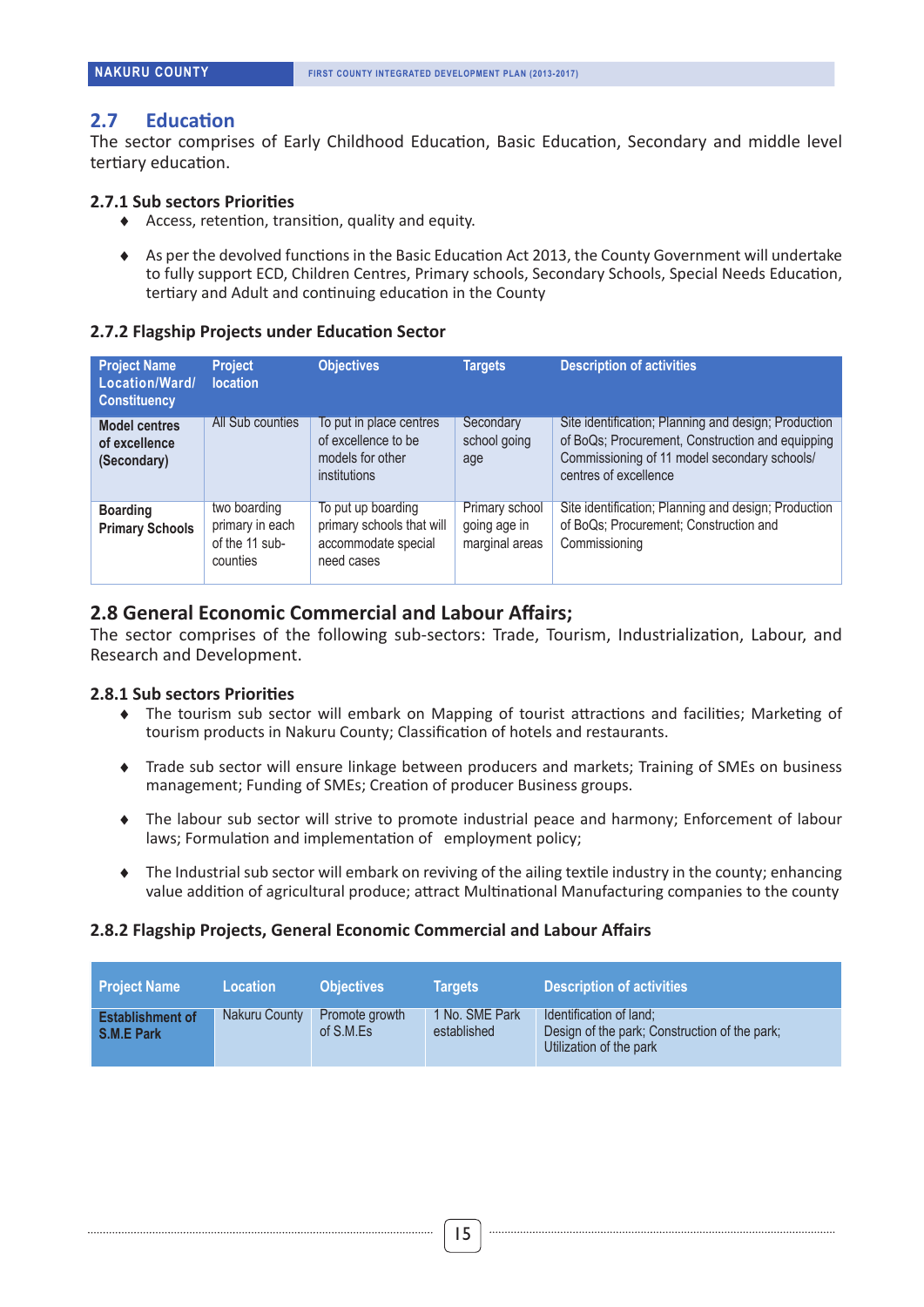## 2.7 Education

The sector comprises of Early Childhood Education, Basic Education, Secondary and middle level tertiary education.

### 2.7.1 Sub sectors Priorities

- Access, retention, transition, quality and equity.
- As per the devolved functions in the Basic Education Act 2013, the County Government will undertake to fully support ECD, Children Centres, Primary schools, Secondary Schools, Special Needs Education, tertiary and Adult and continuing education in the County

### 2.7.2 Flagship Projects under Education Sector

| Project Name Location/Ward/ Constituency | Project location | Objectives | Targets | Description of activities |
|---|---|---|---|---|
| **Model centres of excellence (Secondary)** | All Sub counties | To put in place centres of excellence to be models for other institutions | Secondary school going age | Site identification; Planning and design; Production of BoQs; Procurement, Construction and equipping Commissioning of 11 model secondary schools/ centres of excellence |
| **Boarding Primary Schools** | two boarding primary in each of the 11 sub-counties | To put up boarding primary schools that will accommodate special need cases | Primary school going age in marginal areas | Site identification; Planning and design; Production of BoQs; Procurement; Construction and Commissioning |

## 2.8 General Economic Commercial and Labour Affairs;

The sector comprises of the following sub-sectors: Trade, Tourism, Industrialization, Labour, and Research and Development.

### 2.8.1 Sub sectors Priorities

- The tourism sub sector will embark on Mapping of tourist attractions and facilities; Marketing of tourism products in Nakuru County; Classification of hotels and restaurants.
- Trade sub sector will ensure linkage between producers and markets; Training of SMEs on business management; Funding of SMEs; Creation of producer Business groups.
- The labour sub sector will strive to promote industrial peace and harmony; Enforcement of labour laws; Formulation and implementation of employment policy;
- The Industrial sub sector will embark on reviving of the ailing textile industry in the county; enhancing value addition of agricultural produce; attract Multinational Manufacturing companies to the county

### 2.8.2 Flagship Projects, General Economic Commercial and Labour Affairs

| Project Name | Location | Objectives | Targets | Description of activities |
|---|---|---|---|---|
| **Establishment of S.M.E Park** | Nakuru County | Promote growth of S.M.Es | 1 No. SME Park established | Identification of land; Design of the park; Construction of the park; Utilization of the park |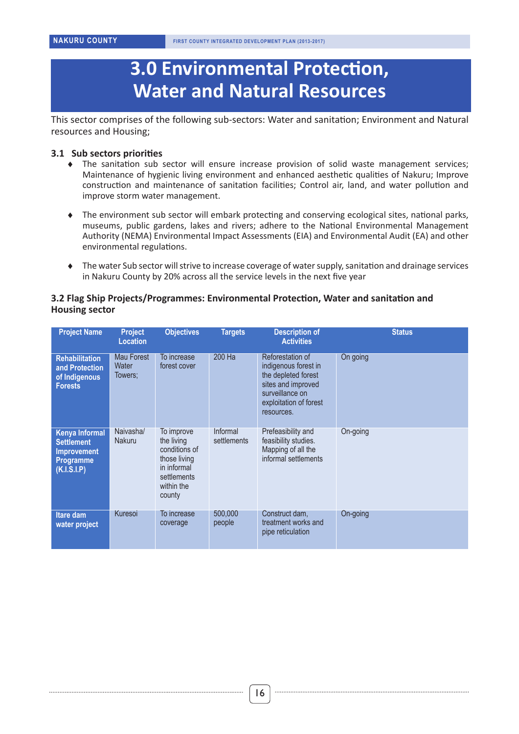# 3.0 Environmental Protection, Water and Natural Resources

This sector comprises of the following sub-sectors: Water and sanitation; Environment and Natural resources and Housing;

### 3.1 Sub sectors priorities

- The sanitation sub sector will ensure increase provision of solid waste management services; Maintenance of hygienic living environment and enhanced aesthetic qualities of Nakuru; Improve construction and maintenance of sanitation facilities; Control air, land, and water pollution and improve storm water management.

- The environment sub sector will embark protecting and conserving ecological sites, national parks, museums, public gardens, lakes and rivers; adhere to the National Environmental Management Authority (NEMA) Environmental Impact Assessments (EIA) and Environmental Audit (EA) and other environmental regulations.

- The water Sub sector will strive to increase coverage of water supply, sanitation and drainage services in Nakuru County by 20% across all the service levels in the next five year

### 3.2 Flag Ship Projects/Programmes: Environmental Protection, Water and sanitation and Housing sector

| Project Name | Project Location | Objectives | Targets | Description of Activities | Status |
|---|---|---|---|---|---|
| **Rehabilitation and Protection of Indigenous Forests** | Mau Forest Water Towers; | To increase forest cover | 200 Ha | Reforestation of indigenous forest in the depleted forest sites and improved surveillance on exploitation of forest resources. | On going |
| **Kenya Informal Settlement Improvement Programme (K.I.S.I.P)** | Naivasha/ Nakuru | To improve the living conditions of those living in informal settlements within the county | Informal settlements | Prefeasibility and feasibility studies. Mapping of all the informal settlements | On-going |
| **Itare dam water project** | Kuresoi | To increase coverage | 500,000 people | Construct dam, treatment works and pipe reticulation | On-going |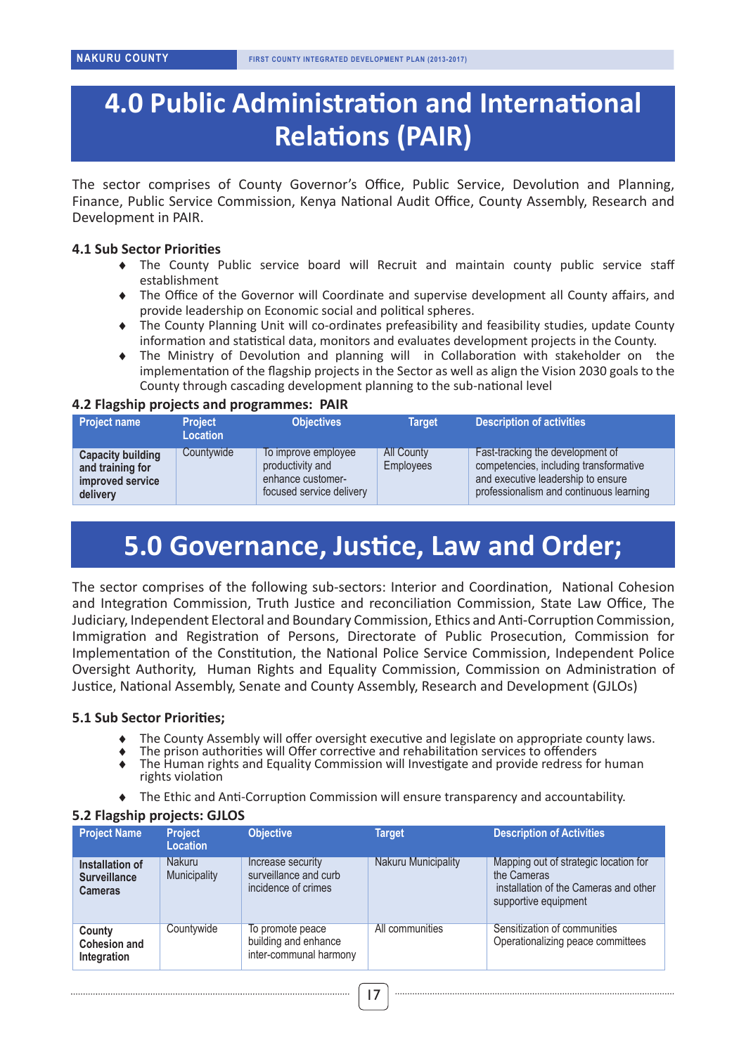# 4.0 Public Administration and International Relations (PAIR)

The sector comprises of County Governor's Office, Public Service, Devolution and Planning, Finance, Public Service Commission, Kenya National Audit Office, County Assembly, Research and Development in PAIR.

### 4.1 Sub Sector Priorities

- The County Public service board will Recruit and maintain county public service staff establishment
- The Office of the Governor will Coordinate and supervise development all County affairs, and provide leadership on Economic social and political spheres.
- The County Planning Unit will co-ordinates prefeasibility and feasibility studies, update County information and statistical data, monitors and evaluates development projects in the County.
- The Ministry of Devolution and planning will in Collaboration with stakeholder on the implementation of the flagship projects in the Sector as well as align the Vision 2030 goals to the County through cascading development planning to the sub-national level

### 4.2 Flagship projects and programmes: PAIR

| Project name | Project Location | Objectives | Target | Description of activities |
|---|---|---|---|---|
| **Capacity building and training for improved service delivery** | Countywide | To improve employee productivity and enhance customer-focused service delivery | All County Employees | Fast-tracking the development of competencies, including transformative and executive leadership to ensure professionalism and continuous learning |

# 5.0 Governance, Justice, Law and Order;

The sector comprises of the following sub-sectors: Interior and Coordination, National Cohesion and Integration Commission, Truth Justice and reconciliation Commission, State Law Office, The Judiciary, Independent Electoral and Boundary Commission, Ethics and Anti-Corruption Commission, Immigration and Registration of Persons, Directorate of Public Prosecution, Commission for Implementation of the Constitution, the National Police Service Commission, Independent Police Oversight Authority, Human Rights and Equality Commission, Commission on Administration of Justice, National Assembly, Senate and County Assembly, Research and Development (GJLOs)

### 5.1 Sub Sector Priorities;

- The County Assembly will offer oversight executive and legislate on appropriate county laws.
- The prison authorities will Offer corrective and rehabilitation services to offenders
- The Human rights and Equality Commission will Investigate and provide redress for human rights violation
- The Ethic and Anti-Corruption Commission will ensure transparency and accountability.

### 5.2 Flagship projects: GJLOS

| Project Name | Project Location | Objective | Target | Description of Activities |
|---|---|---|---|---|
| **Installation of Surveillance Cameras** | Nakuru Municipality | Increase security surveillance and curb incidence of crimes | Nakuru Municipality | Mapping out of strategic location for the Cameras<br>installation of the Cameras and other supportive equipment |
| **County Cohesion and Integration** | Countywide | To promote peace building and enhance inter-communal harmony | All communities | Sensitization of communities<br>Operationalizing peace committees |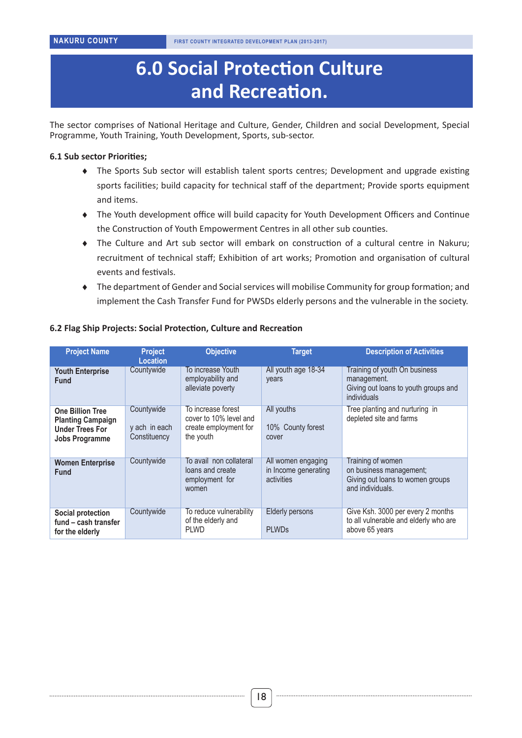# 6.0 Social Protection Culture and Recreation.

The sector comprises of National Heritage and Culture, Gender, Children and social Development, Special Programme, Youth Training, Youth Development, Sports, sub-sector.

**6.1 Sub sector Priorities;**

- The Sports Sub sector will establish talent sports centres; Development and upgrade existing sports facilities; build capacity for technical staff of the department; Provide sports equipment and items.
- The Youth development office will build capacity for Youth Development Officers and Continue the Construction of Youth Empowerment Centres in all other sub counties.
- The Culture and Art sub sector will embark on construction of a cultural centre in Nakuru; recruitment of technical staff; Exhibition of art works; Promotion and organisation of cultural events and festivals.
- The department of Gender and Social services will mobilise Community for group formation; and implement the Cash Transfer Fund for PWSDs elderly persons and the vulnerable in the society.

**6.2 Flag Ship Projects: Social Protection, Culture and Recreation**

| Project Name | Project Location | Objective | Target | Description of Activities |
|---|---|---|---|---|
| **Youth Enterprise Fund** | Countywide | To increase Youth employability and alleviate poverty | All youth age 18-34 years | Training of youth On business management.<br>Giving out loans to youth groups and individuals |
| **One Billion Tree Planting Campaign Under Trees For Jobs Programme** | Countywide<br><br>y ach in each Constituency | To increase forest cover to 10% level and create employment for the youth | All youths<br><br>10% County forest cover | Tree planting and nurturing in depleted site and farms |
| **Women Enterprise Fund** | Countywide | To avail non collateral loans and create employment for women | All women engaging in Income generating activities | Training of women on business management;<br>Giving out loans to women groups and individuals. |
| **Social protection fund – cash transfer for the elderly** | Countywide | To reduce vulnerability of the elderly and PLWD | Elderly persons<br><br>PLWDs | Give Ksh. 3000 per every 2 months to all vulnerable and elderly who are above 65 years |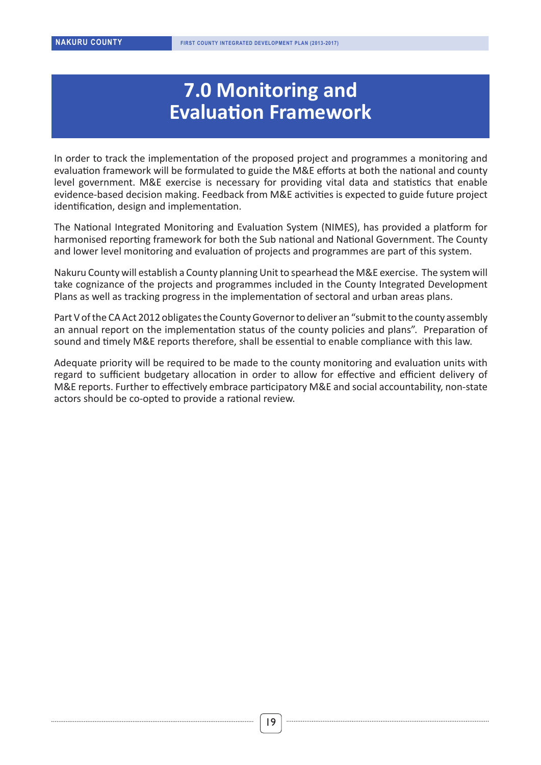# 7.0 Monitoring and Evaluation Framework

In order to track the implementation of the proposed project and programmes a monitoring and evaluation framework will be formulated to guide the M&E efforts at both the national and county level government. M&E exercise is necessary for providing vital data and statistics that enable evidence-based decision making. Feedback from M&E activities is expected to guide future project identification, design and implementation.

The National Integrated Monitoring and Evaluation System (NIMES), has provided a platform for harmonised reporting framework for both the Sub national and National Government. The County and lower level monitoring and evaluation of projects and programmes are part of this system.

Nakuru County will establish a County planning Unit to spearhead the M&E exercise. The system will take cognizance of the projects and programmes included in the County Integrated Development Plans as well as tracking progress in the implementation of sectoral and urban areas plans.

Part V of the CA Act 2012 obligates the County Governor to deliver an "submit to the county assembly an annual report on the implementation status of the county policies and plans". Preparation of sound and timely M&E reports therefore, shall be essential to enable compliance with this law.

Adequate priority will be required to be made to the county monitoring and evaluation units with regard to sufficient budgetary allocation in order to allow for effective and efficient delivery of M&E reports. Further to effectively embrace participatory M&E and social accountability, non-state actors should be co-opted to provide a rational review.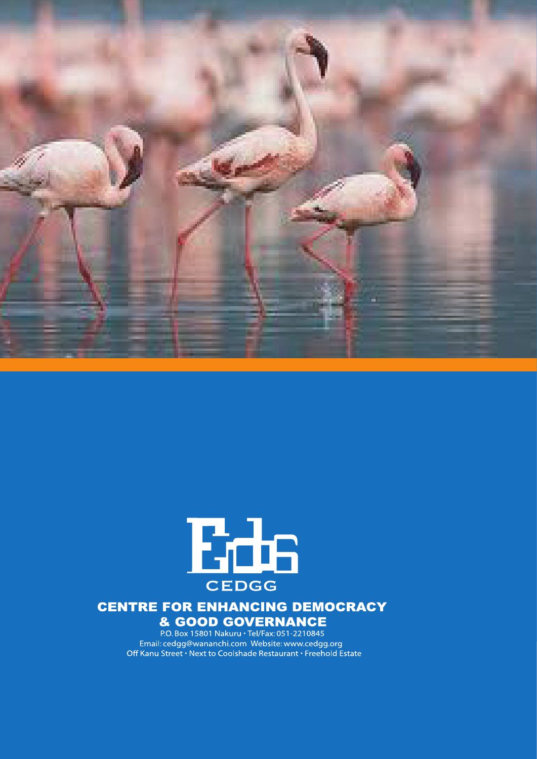CEDGG

**CENTRE FOR ENHANCING DEMOCRACY & GOOD GOVERNANCE**

P.O. Box 15801 Nakuru • Tel/Fax: 051-2210845

Email: cedgg@wananchi.com Website: www.cedgg.org

Off Kanu Street • Next to Coolshade Restaurant • Freehold Estate